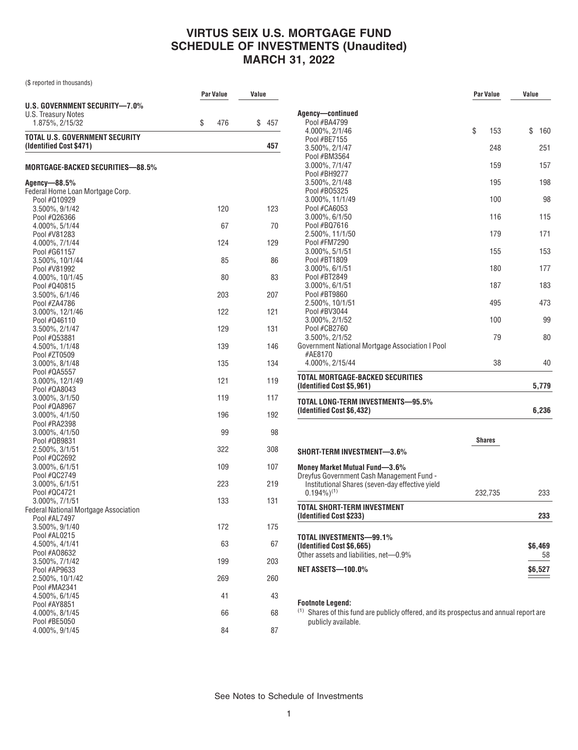# VIRTUS SEIX U.S. MORTGAGE FUND
# SCHEDULE OF INVESTMENTS (Unaudited)
# MARCH 31, 2022

($ reported in thousands)

| | Par Value | Value |
|---|---|---|
| **U.S. GOVERNMENT SECURITY—7.0%** | | |
| U.S. Treasury Notes | | |
| 1.875%, 2/15/32 | $ 476 | $ 457 |
| **TOTAL U.S. GOVERNMENT SECURITY (Identified Cost $471)** | | **457** |
| **MORTGAGE-BACKED SECURITIES—88.5%** | | |
| **Agency—88.5%** | | |
| Federal Home Loan Mortgage Corp. | | |
| Pool #Q10929 3.500%, 9/1/42 | 120 | 123 |
| Pool #Q26366 4.000%, 5/1/44 | 67 | 70 |
| Pool #V81283 4.000%, 7/1/44 | 124 | 129 |
| Pool #G61157 3.500%, 10/1/44 | 85 | 86 |
| Pool #V81992 4.000%, 10/1/45 | 80 | 83 |
| Pool #Q40815 3.500%, 6/1/46 | 203 | 207 |
| Pool #ZA4786 3.000%, 12/1/46 | 122 | 121 |
| Pool #Q46110 3.500%, 2/1/47 | 129 | 131 |
| Pool #Q53881 4.500%, 1/1/48 | 139 | 146 |
| Pool #ZT0509 3.000%, 8/1/48 | 135 | 134 |
| Pool #QA5557 3.000%, 12/1/49 | 121 | 119 |
| Pool #QA8043 3.000%, 3/1/50 | 119 | 117 |
| Pool #QA8967 3.000%, 4/1/50 | 196 | 192 |
| Pool #RA2398 3.000%, 4/1/50 | 99 | 98 |
| Pool #QB9831 2.500%, 3/1/51 | 322 | 308 |
| Pool #QC2692 3.000%, 6/1/51 | 109 | 107 |
| Pool #QC2749 3.000%, 6/1/51 | 223 | 219 |
| Pool #QC4721 3.000%, 7/1/51 | 133 | 131 |
| Federal National Mortgage Association | | |
| Pool #AL7497 3.500%, 9/1/40 | 172 | 175 |
| Pool #AL0215 4.500%, 4/1/41 | 63 | 67 |
| Pool #AO8632 3.500%, 7/1/42 | 199 | 203 |
| Pool #AP9633 2.500%, 10/1/42 | 269 | 260 |
| Pool #MA2341 4.500%, 6/1/45 | 41 | 43 |
| Pool #AY8851 4.000%, 8/1/45 | 66 | 68 |
| Pool #BE5050 4.000%, 9/1/45 | 84 | 87 |
| **Agency—continued** | | |
| Pool #BA4799 4.000%, 2/1/46 | $ 153 | $ 160 |
| Pool #BE7155 3.500%, 2/1/47 | 248 | 251 |
| Pool #BM3564 3.000%, 7/1/47 | 159 | 157 |
| Pool #BH9277 3.500%, 2/1/48 | 195 | 198 |
| Pool #BO5325 3.000%, 11/1/49 | 100 | 98 |
| Pool #CA6053 3.000%, 6/1/50 | 116 | 115 |
| Pool #BQ7616 2.500%, 11/1/50 | 179 | 171 |
| Pool #FM7290 3.000%, 5/1/51 | 155 | 153 |
| Pool #BT1809 3.000%, 6/1/51 | 180 | 177 |
| Pool #BT2849 3.000%, 6/1/51 | 187 | 183 |
| Pool #BT9860 2.500%, 10/1/51 | 495 | 473 |
| Pool #BV3044 3.000%, 2/1/52 | 100 | 99 |
| Pool #CB2760 3.500%, 2/1/52 | 79 | 80 |
| Government National Mortgage Association I Pool #AE8170 4.000%, 2/15/44 | 38 | 40 |
| **TOTAL MORTGAGE-BACKED SECURITIES (Identified Cost $5,961)** | | **5,779** |
| **TOTAL LONG-TERM INVESTMENTS—95.5% (Identified Cost $6,432)** | | **6,236** |

| | Shares | |
|---|---|---|
| **SHORT-TERM INVESTMENT—3.6%** | | |
| **Money Market Mutual Fund—3.6%** | | |
| Dreyfus Government Cash Management Fund - Institutional Shares (seven-day effective yield 0.194%)[1] | 232,735 | 233 |
| **TOTAL SHORT-TERM INVESTMENT (Identified Cost $233)** | | **233** |
| **TOTAL INVESTMENTS—99.1% (Identified Cost $6,665)** | | **$6,469** |
| Other assets and liabilities, net—0.9% | | 58 |
| **NET ASSETS—100.0%** | | **$6,527** |

**Footnote Legend:**

[1] Shares of this fund are publicly offered, and its prospectus and annual report are publicly available.

See Notes to Schedule of Investments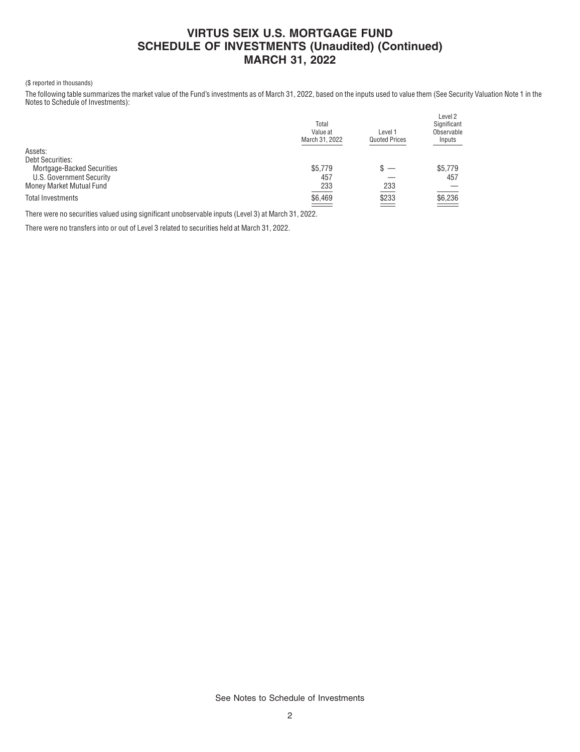# VIRTUS SEIX U.S. MORTGAGE FUND
## SCHEDULE OF INVESTMENTS (Unaudited) (Continued)
## MARCH 31, 2022

($ reported in thousands)

The following table summarizes the market value of the Fund's investments as of March 31, 2022, based on the inputs used to value them (See Security Valuation Note 1 in the Notes to Schedule of Investments):

| | Total Value at March 31, 2022 | Level 1 Quoted Prices | Level 2 Significant Observable Inputs |
|---|---|---|---|
| Assets: | | | |
| Debt Securities: | | | |
| Mortgage-Backed Securities | $5,779 | $ — | $5,779 |
| U.S. Government Security | 457 | — | 457 |
| Money Market Mutual Fund | 233 | 233 | — |
| Total Investments | $6,469 | $233 | $6,236 |

There were no securities valued using significant unobservable inputs (Level 3) at March 31, 2022.

There were no transfers into or out of Level 3 related to securities held at March 31, 2022.

See Notes to Schedule of Investments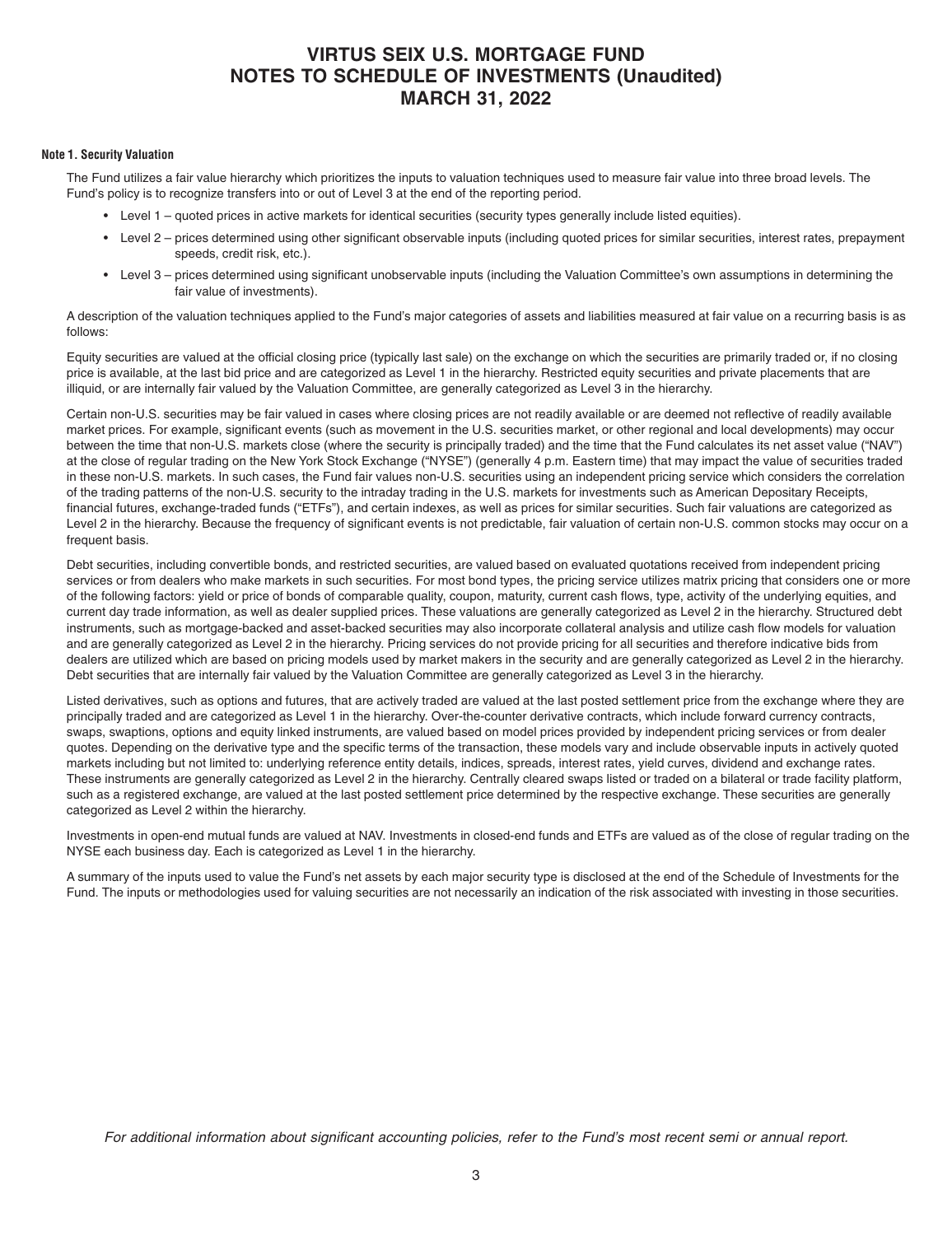# VIRTUS SEIX U.S. MORTGAGE FUND
# NOTES TO SCHEDULE OF INVESTMENTS (Unaudited)
# MARCH 31, 2022

**Note 1. Security Valuation**

The Fund utilizes a fair value hierarchy which prioritizes the inputs to valuation techniques used to measure fair value into three broad levels. The Fund's policy is to recognize transfers into or out of Level 3 at the end of the reporting period.

- Level 1 – quoted prices in active markets for identical securities (security types generally include listed equities).
- Level 2 – prices determined using other significant observable inputs (including quoted prices for similar securities, interest rates, prepayment speeds, credit risk, etc.).
- Level 3 – prices determined using significant unobservable inputs (including the Valuation Committee's own assumptions in determining the fair value of investments).

A description of the valuation techniques applied to the Fund's major categories of assets and liabilities measured at fair value on a recurring basis is as follows:

Equity securities are valued at the official closing price (typically last sale) on the exchange on which the securities are primarily traded or, if no closing price is available, at the last bid price and are categorized as Level 1 in the hierarchy. Restricted equity securities and private placements that are illiquid, or are internally fair valued by the Valuation Committee, are generally categorized as Level 3 in the hierarchy.

Certain non-U.S. securities may be fair valued in cases where closing prices are not readily available or are deemed not reflective of readily available market prices. For example, significant events (such as movement in the U.S. securities market, or other regional and local developments) may occur between the time that non-U.S. markets close (where the security is principally traded) and the time that the Fund calculates its net asset value ("NAV") at the close of regular trading on the New York Stock Exchange ("NYSE") (generally 4 p.m. Eastern time) that may impact the value of securities traded in these non-U.S. markets. In such cases, the Fund fair values non-U.S. securities using an independent pricing service which considers the correlation of the trading patterns of the non-U.S. security to the intraday trading in the U.S. markets for investments such as American Depositary Receipts, financial futures, exchange-traded funds ("ETFs"), and certain indexes, as well as prices for similar securities. Such fair valuations are categorized as Level 2 in the hierarchy. Because the frequency of significant events is not predictable, fair valuation of certain non-U.S. common stocks may occur on a frequent basis.

Debt securities, including convertible bonds, and restricted securities, are valued based on evaluated quotations received from independent pricing services or from dealers who make markets in such securities. For most bond types, the pricing service utilizes matrix pricing that considers one or more of the following factors: yield or price of bonds of comparable quality, coupon, maturity, current cash flows, type, activity of the underlying equities, and current day trade information, as well as dealer supplied prices. These valuations are generally categorized as Level 2 in the hierarchy. Structured debt instruments, such as mortgage-backed and asset-backed securities may also incorporate collateral analysis and utilize cash flow models for valuation and are generally categorized as Level 2 in the hierarchy. Pricing services do not provide pricing for all securities and therefore indicative bids from dealers are utilized which are based on pricing models used by market makers in the security and are generally categorized as Level 2 in the hierarchy. Debt securities that are internally fair valued by the Valuation Committee are generally categorized as Level 3 in the hierarchy.

Listed derivatives, such as options and futures, that are actively traded are valued at the last posted settlement price from the exchange where they are principally traded and are categorized as Level 1 in the hierarchy. Over-the-counter derivative contracts, which include forward currency contracts, swaps, swaptions, options and equity linked instruments, are valued based on model prices provided by independent pricing services or from dealer quotes. Depending on the derivative type and the specific terms of the transaction, these models vary and include observable inputs in actively quoted markets including but not limited to: underlying reference entity details, indices, spreads, interest rates, yield curves, dividend and exchange rates. These instruments are generally categorized as Level 2 in the hierarchy. Centrally cleared swaps listed or traded on a bilateral or trade facility platform, such as a registered exchange, are valued at the last posted settlement price determined by the respective exchange. These securities are generally categorized as Level 2 within the hierarchy.

Investments in open-end mutual funds are valued at NAV. Investments in closed-end funds and ETFs are valued as of the close of regular trading on the NYSE each business day. Each is categorized as Level 1 in the hierarchy.

A summary of the inputs used to value the Fund's net assets by each major security type is disclosed at the end of the Schedule of Investments for the Fund. The inputs or methodologies used for valuing securities are not necessarily an indication of the risk associated with investing in those securities.

*For additional information about significant accounting policies, refer to the Fund's most recent semi or annual report.*